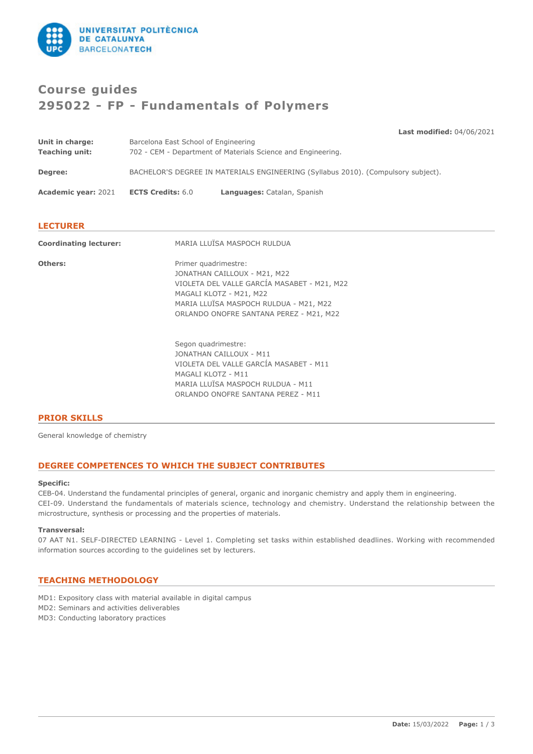# Course guides
# 295022 - FP - Fundamentals of Polymers

**Last modified:** 04/06/2021

**Unit in charge:** Barcelona East School of Engineering
**Teaching unit:** 702 - CEM - Department of Materials Science and Engineering.

**Degree:** BACHELOR'S DEGREE IN MATERIALS ENGINEERING (Syllabus 2010). (Compulsory subject).

**Academic year:** 2021 **ECTS Credits:** 6.0 **Languages:** Catalan, Spanish

## LECTURER

**Coordinating lecturer:** MARIA LLUÏSA MASPOCH RULDUA

**Others:**

Primer quadrimestre:
JONATHAN CAILLOUX - M21, M22
VIOLETA DEL VALLE GARCÍA MASABET - M21, M22
MAGALI KLOTZ - M21, M22
MARIA LLUÏSA MASPOCH RULDUA - M21, M22
ORLANDO ONOFRE SANTANA PEREZ - M21, M22

Segon quadrimestre:
JONATHAN CAILLOUX - M11
VIOLETA DEL VALLE GARCÍA MASABET - M11
MAGALI KLOTZ - M11
MARIA LLUÏSA MASPOCH RULDUA - M11
ORLANDO ONOFRE SANTANA PEREZ - M11

## PRIOR SKILLS

General knowledge of chemistry

## DEGREE COMPETENCES TO WHICH THE SUBJECT CONTRIBUTES

**Specific:**

CEB-04. Understand the fundamental principles of general, organic and inorganic chemistry and apply them in engineering.
CEI-09. Understand the fundamentals of materials science, technology and chemistry. Understand the relationship between the microstructure, synthesis or processing and the properties of materials.

**Transversal:**

07 AAT N1. SELF-DIRECTED LEARNING - Level 1. Completing set tasks within established deadlines. Working with recommended information sources according to the guidelines set by lecturers.

## TEACHING METHODOLOGY

MD1: Expository class with material available in digital campus
MD2: Seminars and activities deliverables
MD3: Conducting laboratory practices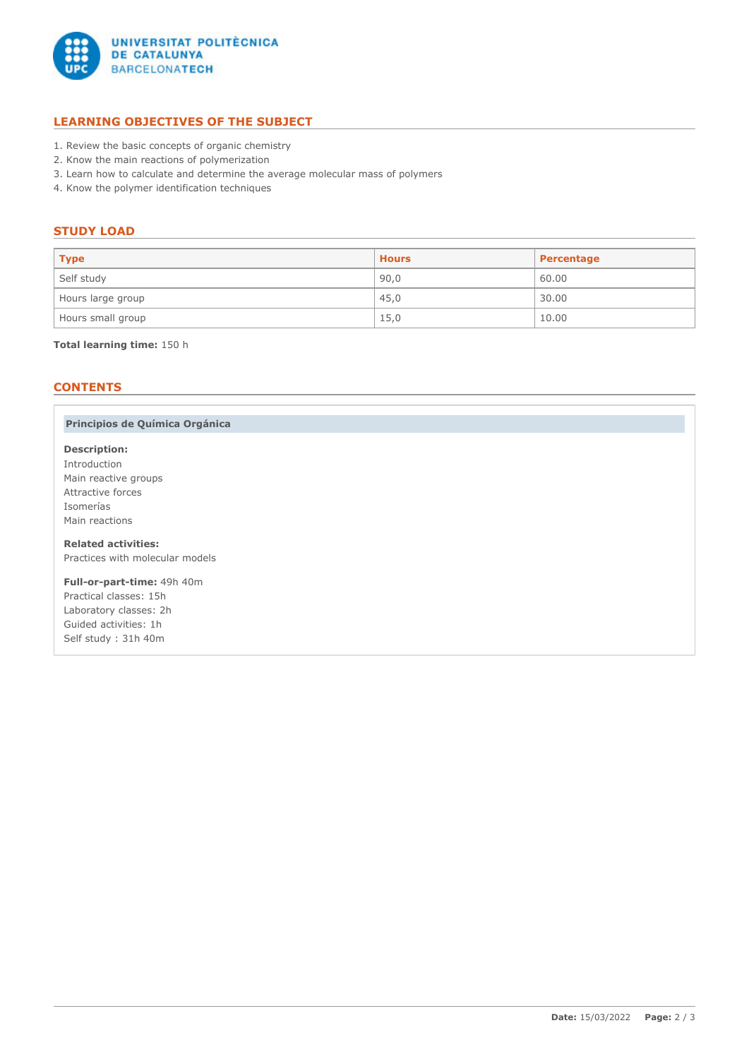## LEARNING OBJECTIVES OF THE SUBJECT

1. Review the basic concepts of organic chemistry
2. Know the main reactions of polymerization
3. Learn how to calculate and determine the average molecular mass of polymers
4. Know the polymer identification techniques

## STUDY LOAD

| Type | Hours | Percentage |
|---|---|---|
| Self study | 90,0 | 60.00 |
| Hours large group | 45,0 | 30.00 |
| Hours small group | 15,0 | 10.00 |

**Total learning time:** 150 h

## CONTENTS

### Principios de Química Orgánica

**Description:**
Introduction
Main reactive groups
Attractive forces
Isomerías
Main reactions

**Related activities:**
Practices with molecular models

**Full-or-part-time:** 49h 40m
Practical classes: 15h
Laboratory classes: 2h
Guided activities: 1h
Self study : 31h 40m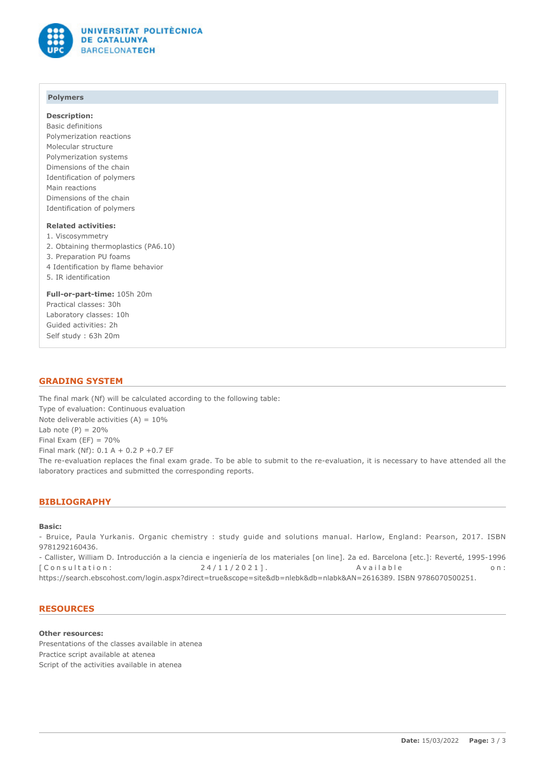**Polymers**

**Description:**
Basic definitions
Polymerization reactions
Molecular structure
Polymerization systems
Dimensions of the chain
Identification of polymers
Main reactions
Dimensions of the chain
Identification of polymers

**Related activities:**
1. Viscosymmetry
2. Obtaining thermoplastics (PA6.10)
3. Preparation PU foams
4 Identification by flame behavior
5. IR identification

**Full-or-part-time:** 105h 20m
Practical classes: 30h
Laboratory classes: 10h
Guided activities: 2h
Self study : 63h 20m

## GRADING SYSTEM

The final mark (Nf) will be calculated according to the following table:
Type of evaluation: Continuous evaluation
Note deliverable activities (A) = 10%
Lab note (P) = 20%
Final Exam (EF) = 70%
Final mark (Nf): 0.1 A + 0.2 P +0.7 EF
The re-evaluation replaces the final exam grade. To be able to submit to the re-evaluation, it is necessary to have attended all the laboratory practices and submitted the corresponding reports.

## BIBLIOGRAPHY

**Basic:**

- Bruice, Paula Yurkanis. Organic chemistry : study guide and solutions manual. Harlow, England: Pearson, 2017. ISBN 9781292160436.
- Callister, William D. Introducción a la ciencia e ingeniería de los materiales [on line]. 2a ed. Barcelona [etc.]: Reverté, 1995-1996 [Consultation: 24/11/2021]. Available on: https://search.ebscohost.com/login.aspx?direct=true&scope=site&db=nlebk&db=nlabk&AN=2616389. ISBN 9786070500251.

## RESOURCES

**Other resources:**
Presentations of the classes available in atenea
Practice script available at atenea
Script of the activities available in atenea